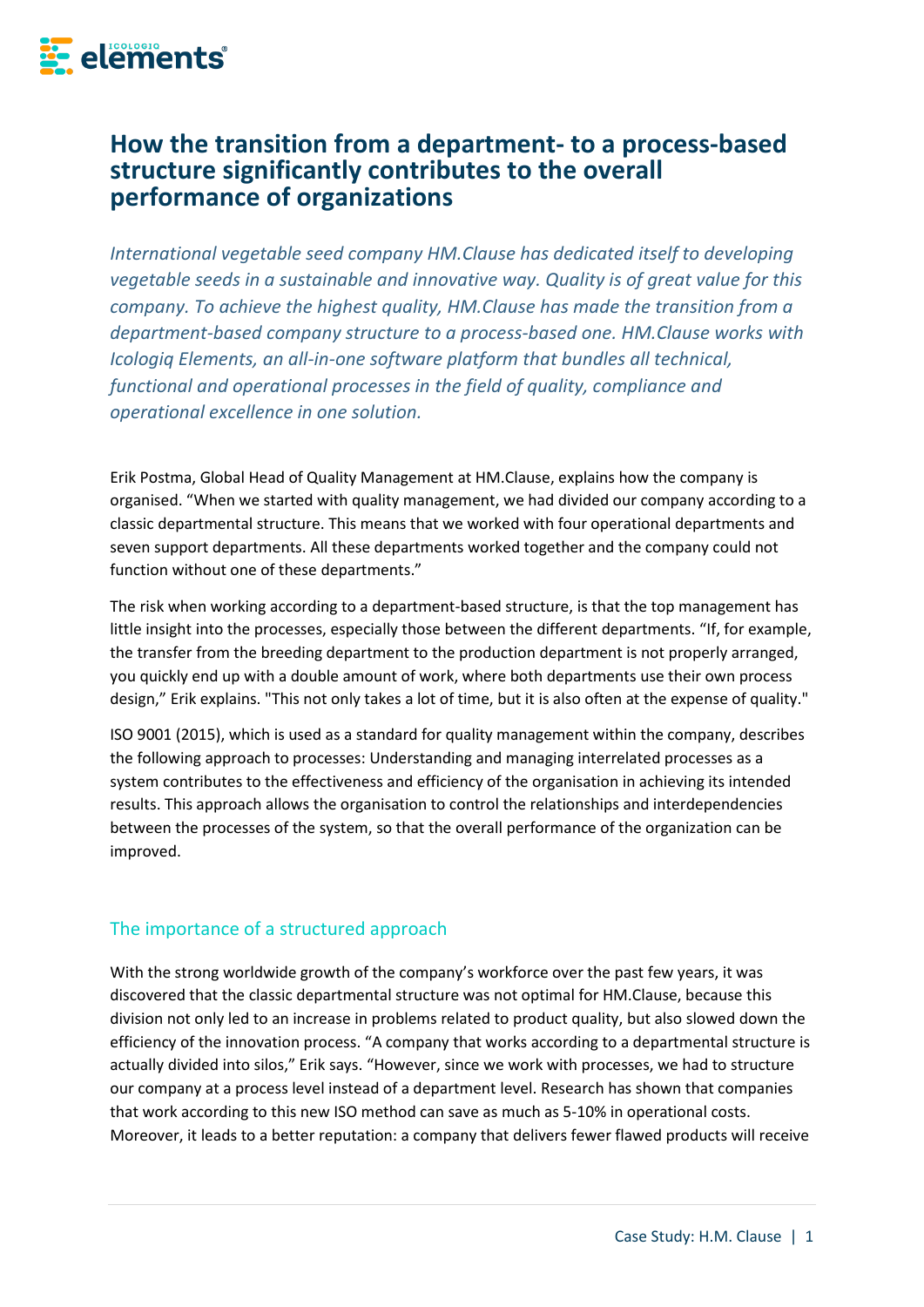# How the transition from a department- to a process-based structure significantly contributes to the overall performance of organizations

*International vegetable seed company HM.Clause has dedicated itself to developing vegetable seeds in a sustainable and innovative way. Quality is of great value for this company. To achieve the highest quality, HM.Clause has made the transition from a department-based company structure to a process-based one. HM.Clause works with Icologiq Elements, an all-in-one software platform that bundles all technical, functional and operational processes in the field of quality, compliance and operational excellence in one solution.*

Erik Postma, Global Head of Quality Management at HM.Clause, explains how the company is organised. "When we started with quality management, we had divided our company according to a classic departmental structure. This means that we worked with four operational departments and seven support departments. All these departments worked together and the company could not function without one of these departments."

The risk when working according to a department-based structure, is that the top management has little insight into the processes, especially those between the different departments. "If, for example, the transfer from the breeding department to the production department is not properly arranged, you quickly end up with a double amount of work, where both departments use their own process design," Erik explains. "This not only takes a lot of time, but it is also often at the expense of quality."

ISO 9001 (2015), which is used as a standard for quality management within the company, describes the following approach to processes: Understanding and managing interrelated processes as a system contributes to the effectiveness and efficiency of the organisation in achieving its intended results. This approach allows the organisation to control the relationships and interdependencies between the processes of the system, so that the overall performance of the organization can be improved.

## The importance of a structured approach

With the strong worldwide growth of the company's workforce over the past few years, it was discovered that the classic departmental structure was not optimal for HM.Clause, because this division not only led to an increase in problems related to product quality, but also slowed down the efficiency of the innovation process. "A company that works according to a departmental structure is actually divided into silos," Erik says. "However, since we work with processes, we had to structure our company at a process level instead of a department level. Research has shown that companies that work according to this new ISO method can save as much as 5-10% in operational costs. Moreover, it leads to a better reputation: a company that delivers fewer flawed products will receive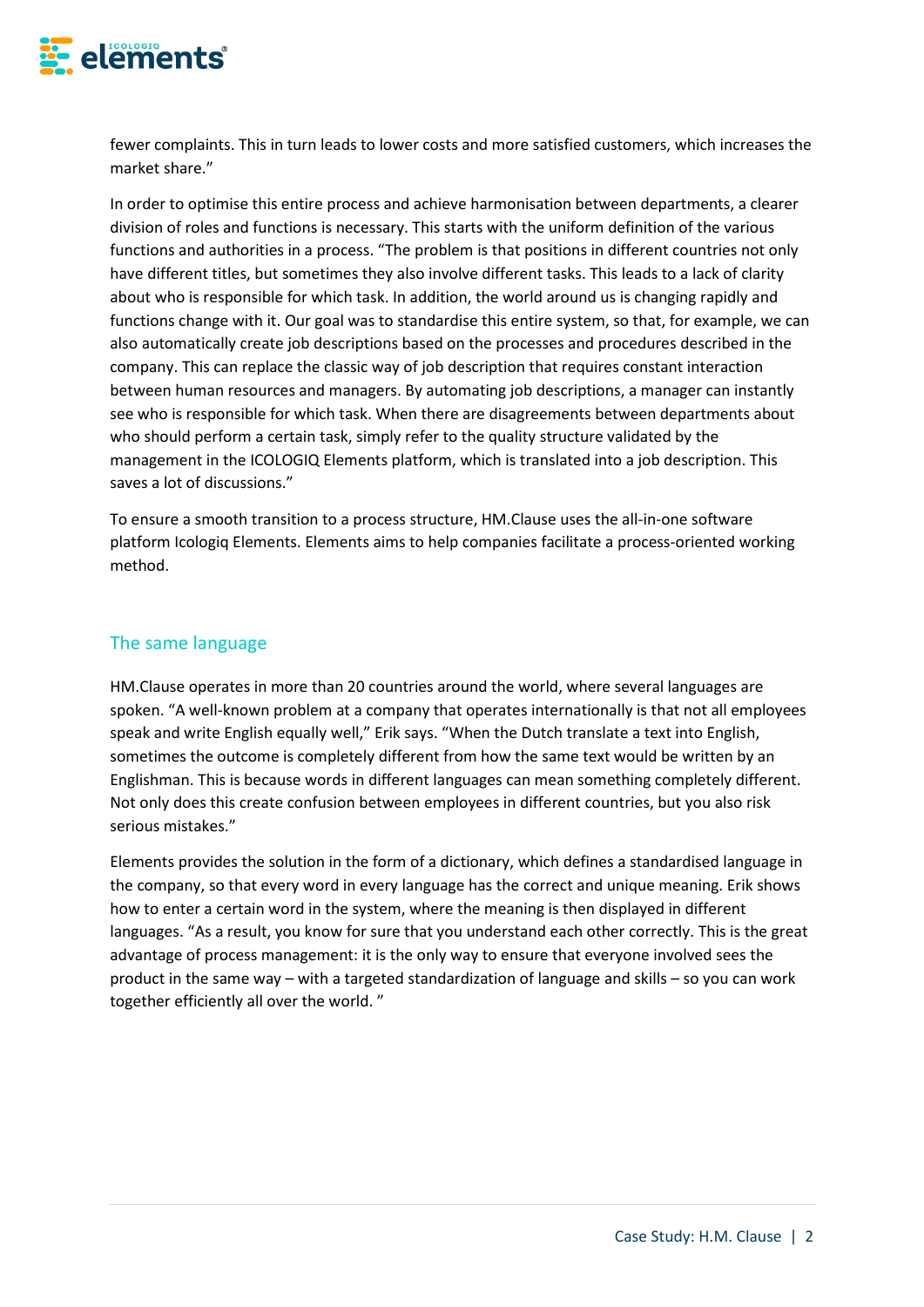fewer complaints. This in turn leads to lower costs and more satisfied customers, which increases the market share."

In order to optimise this entire process and achieve harmonisation between departments, a clearer division of roles and functions is necessary. This starts with the uniform definition of the various functions and authorities in a process. "The problem is that positions in different countries not only have different titles, but sometimes they also involve different tasks. This leads to a lack of clarity about who is responsible for which task. In addition, the world around us is changing rapidly and functions change with it. Our goal was to standardise this entire system, so that, for example, we can also automatically create job descriptions based on the processes and procedures described in the company. This can replace the classic way of job description that requires constant interaction between human resources and managers. By automating job descriptions, a manager can instantly see who is responsible for which task. When there are disagreements between departments about who should perform a certain task, simply refer to the quality structure validated by the management in the ICOLOGIQ Elements platform, which is translated into a job description. This saves a lot of discussions."

To ensure a smooth transition to a process structure, HM.Clause uses the all-in-one software platform Icologiq Elements. Elements aims to help companies facilitate a process-oriented working method.

## The same language

HM.Clause operates in more than 20 countries around the world, where several languages are spoken. "A well-known problem at a company that operates internationally is that not all employees speak and write English equally well," Erik says. "When the Dutch translate a text into English, sometimes the outcome is completely different from how the same text would be written by an Englishman. This is because words in different languages can mean something completely different. Not only does this create confusion between employees in different countries, but you also risk serious mistakes."

Elements provides the solution in the form of a dictionary, which defines a standardised language in the company, so that every word in every language has the correct and unique meaning. Erik shows how to enter a certain word in the system, where the meaning is then displayed in different languages. "As a result, you know for sure that you understand each other correctly. This is the great advantage of process management: it is the only way to ensure that everyone involved sees the product in the same way – with a targeted standardization of language and skills – so you can work together efficiently all over the world. "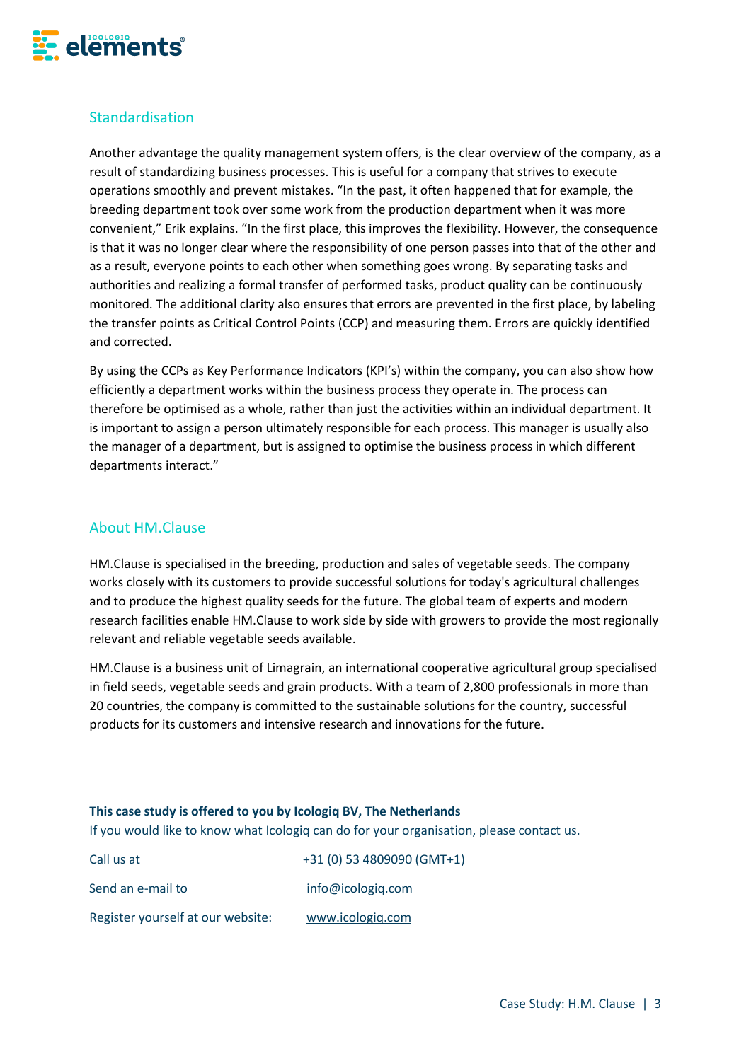## Standardisation

Another advantage the quality management system offers, is the clear overview of the company, as a result of standardizing business processes. This is useful for a company that strives to execute operations smoothly and prevent mistakes. “In the past, it often happened that for example, the breeding department took over some work from the production department when it was more convenient,” Erik explains. “In the first place, this improves the flexibility. However, the consequence is that it was no longer clear where the responsibility of one person passes into that of the other and as a result, everyone points to each other when something goes wrong. By separating tasks and authorities and realizing a formal transfer of performed tasks, product quality can be continuously monitored. The additional clarity also ensures that errors are prevented in the first place, by labeling the transfer points as Critical Control Points (CCP) and measuring them. Errors are quickly identified and corrected.

By using the CCPs as Key Performance Indicators (KPI’s) within the company, you can also show how efficiently a department works within the business process they operate in. The process can therefore be optimised as a whole, rather than just the activities within an individual department. It is important to assign a person ultimately responsible for each process. This manager is usually also the manager of a department, but is assigned to optimise the business process in which different departments interact.”

## About HM.Clause

HM.Clause is specialised in the breeding, production and sales of vegetable seeds. The company works closely with its customers to provide successful solutions for today's agricultural challenges and to produce the highest quality seeds for the future. The global team of experts and modern research facilities enable HM.Clause to work side by side with growers to provide the most regionally relevant and reliable vegetable seeds available.

HM.Clause is a business unit of Limagrain, an international cooperative agricultural group specialised in field seeds, vegetable seeds and grain products. With a team of 2,800 professionals in more than 20 countries, the company is committed to the sustainable solutions for the country, successful products for its customers and intensive research and innovations for the future.

**This case study is offered to you by Icologiq BV, The Netherlands**

If you would like to know what Icologiq can do for your organisation, please contact us.

| | |
|---|---|
| Call us at | +31 (0) 53 4809090 (GMT+1) |
| Send an e-mail to | info@icologiq.com |
| Register yourself at our website: | www.icologiq.com |